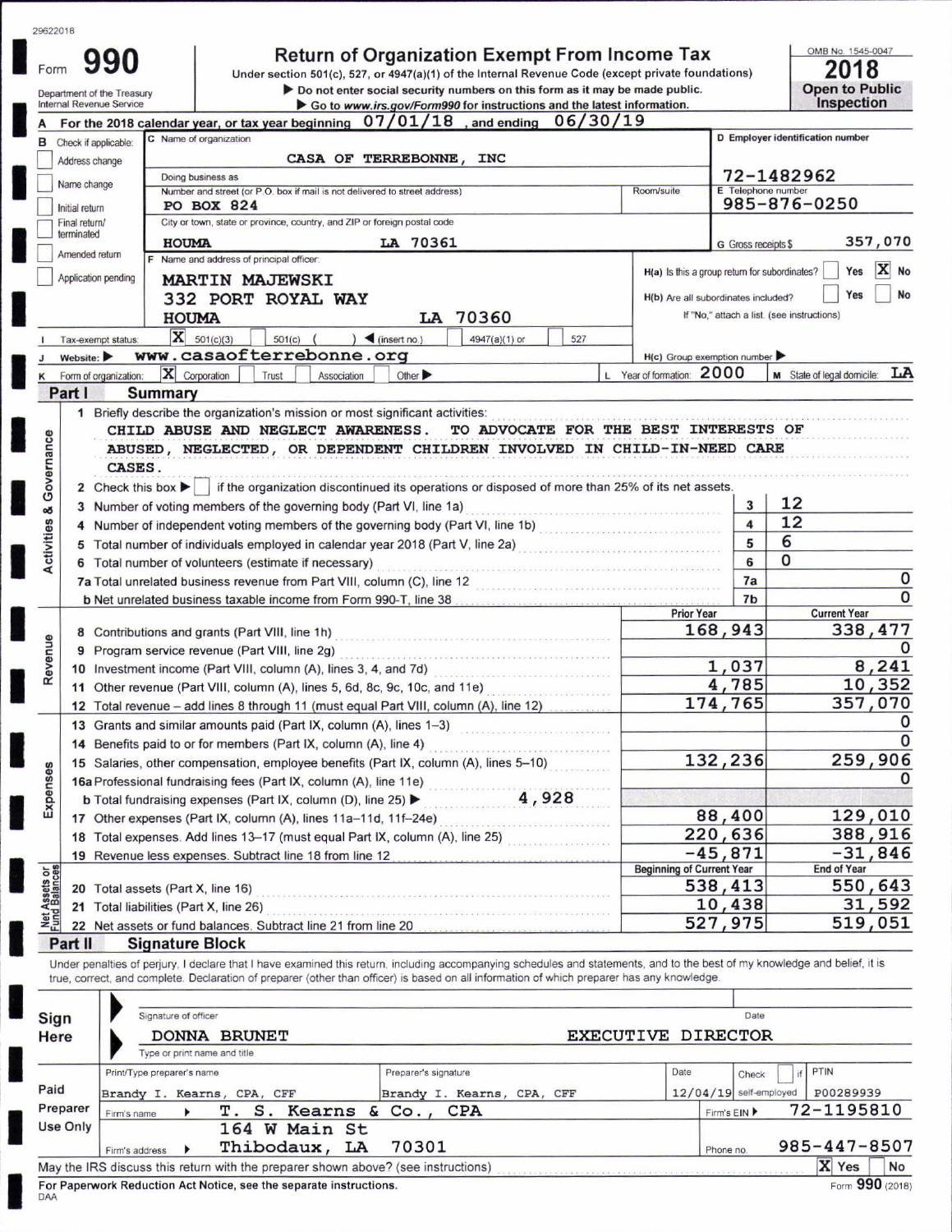29622018

# Form 990

## Return of Organization Exempt From Income Tax

Under section 501(c), 527, or 4947(a)(1) of the Internal Revenue Code (except private foundations)

▶ Do not enter social security numbers on this form as it may be made public.

▶ Go to www.irs.gov/Form990 for instructions and the latest information.

Department of the Treasury
Internal Revenue Service

OMB No. 1545-0047

**2018**

**Open to Public Inspection**

**A** For the 2018 calendar year, or tax year beginning 07/01/18 , and ending 06/30/19

**B** Check if applicable:
- [ ] Address change
- [ ] Name change
- [ ] Initial return
- [ ] Final return/terminated
- [ ] Amended return
- [ ] Application pending

**C** Name of organization: CASA OF TERREBONNE, INC

Doing business as

Number and street (or P.O. box if mail is not delivered to street address): PO BOX 824 — Room/suite

City or town, state or province, country, and ZIP or foreign postal code: HOUMA LA 70361

**D** Employer identification number: 72-1482962

**E** Telephone number: 985-876-0250

**G** Gross receipts $ 357,070

**F** Name and address of principal officer:
MARTIN MAJEWSKI
332 PORT ROYAL WAY
HOUMA LA 70360

**H(a)** Is this a group return for subordinates? [ ] Yes [X] No

**H(b)** Are all subordinates included? [ ] Yes [ ] No
If "No," attach a list. (see instructions)

**H(c)** Group exemption number ▶

**I** Tax-exempt status: [X] 501(c)(3) [ ] 501(c) ( ) ◀ (insert no.) [ ] 4947(a)(1) or [ ] 527

**J** Website: ▶ www.casaofterrebonne.org

**K** Form of organization: [X] Corporation [ ] Trust [ ] Association [ ] Other ▶

**L** Year of formation: 2000

**M** State of legal domicile: LA

## Part I Summary

**Activities & Governance**

1 Briefly describe the organization's mission or most significant activities:
CHILD ABUSE AND NEGLECT AWARENESS. TO ADVOCATE FOR THE BEST INTERESTS OF ABUSED, NEGLECTED, OR DEPENDENT CHILDREN INVOLVED IN CHILD-IN-NEED CARE CASES.

2 Check this box ▶ [ ] if the organization discontinued its operations or disposed of more than 25% of its net assets.

| | | | |
|---|---|---|---|
| 3 | Number of voting members of the governing body (Part VI, line 1a) | 3 | 12 |
| 4 | Number of independent voting members of the governing body (Part VI, line 1b) | 4 | 12 |
| 5 | Total number of individuals employed in calendar year 2018 (Part V, line 2a) | 5 | 6 |
| 6 | Total number of volunteers (estimate if necessary) | 6 | 0 |
| 7a | Total unrelated business revenue from Part VIII, column (C), line 12 | 7a | 0 |
| b | Net unrelated business taxable income from Form 990-T, line 38 | 7b | 0 |

| | | | Prior Year | Current Year |
|---|---|---|---|---|
| **Revenue** | 8 | Contributions and grants (Part VIII, line 1h) | 168,943 | 338,477 |
| | 9 | Program service revenue (Part VIII, line 2g) | | 0 |
| | 10 | Investment income (Part VIII, column (A), lines 3, 4, and 7d) | 1,037 | 8,241 |
| | 11 | Other revenue (Part VIII, column (A), lines 5, 6d, 8c, 9c, 10c, and 11e) | 4,785 | 10,352 |
| | 12 | Total revenue – add lines 8 through 11 (must equal Part VIII, column (A), line 12) | 174,765 | 357,070 |
| **Expenses** | 13 | Grants and similar amounts paid (Part IX, column (A), lines 1–3) | | 0 |
| | 14 | Benefits paid to or for members (Part IX, column (A), line 4) | | 0 |
| | 15 | Salaries, other compensation, employee benefits (Part IX, column (A), lines 5–10) | 132,236 | 259,906 |
| | 16a | Professional fundraising fees (Part IX, column (A), line 11e) | | 0 |
| | b | Total fundraising expenses (Part IX, column (D), line 25) ▶ 4,928 | | |
| | 17 | Other expenses (Part IX, column (A), lines 11a–11d, 11f–24e) | 88,400 | 129,010 |
| | 18 | Total expenses. Add lines 13–17 (must equal Part IX, column (A), line 25) | 220,636 | 388,916 |
| | 19 | Revenue less expenses. Subtract line 18 from line 12 | -45,871 | -31,846 |
| | | | **Beginning of Current Year** | **End of Year** |
| **Net Assets or Fund Balances** | 20 | Total assets (Part X, line 16) | 538,413 | 550,643 |
| | 21 | Total liabilities (Part X, line 26) | 10,438 | 31,592 |
| | 22 | Net assets or fund balances. Subtract line 21 from line 20 | 527,975 | 519,051 |

## Part II Signature Block

Under penalties of perjury, I declare that I have examined this return, including accompanying schedules and statements, and to the best of my knowledge and belief, it is true, correct, and complete. Declaration of preparer (other than officer) is based on all information of which preparer has any knowledge.

**Sign Here**

Signature of officer — Date

DONNA BRUNET EXECUTIVE DIRECTOR
Type or print name and title

**Paid Preparer Use Only**

| Print/Type preparer's name | Preparer's signature | Date | Check [ ] if self-employed | PTIN |
|---|---|---|---|---|
| Brandy I. Kearns, CPA, CFF | Brandy I. Kearns, CPA, CFF | 12/04/19 | | P00289939 |

Firm's name ▶ T. S. Kearns & Co., CPA — Firm's EIN ▶ 72-1195810

Firm's address ▶ 164 W Main St, Thibodaux, LA 70301 — Phone no. 985-447-8507

May the IRS discuss this return with the preparer shown above? (see instructions) [X] Yes [ ] No

For Paperwork Reduction Act Notice, see the separate instructions.

DAA

Form 990 (2018)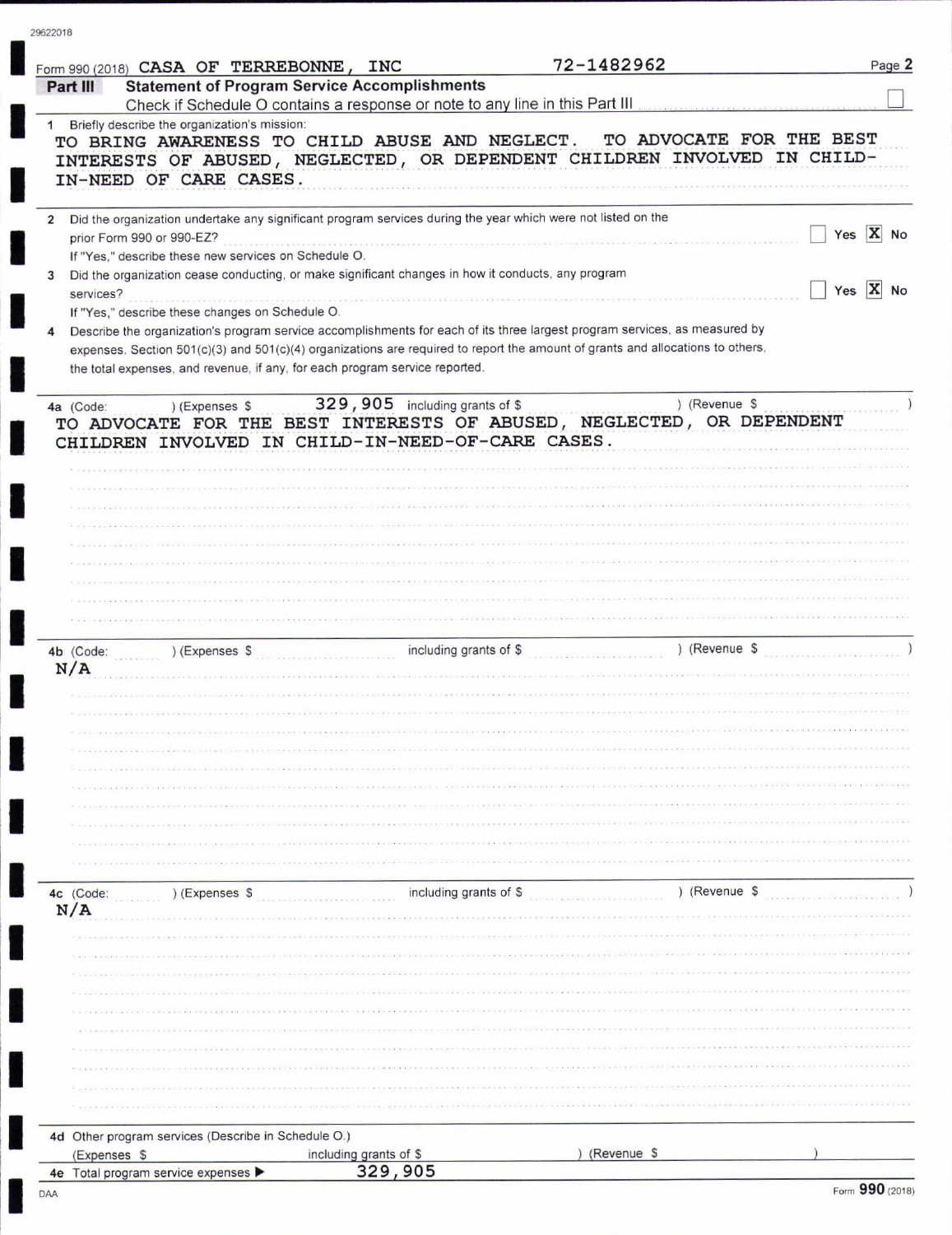Form 990 (2018) CASA OF TERREBONNE, INC 72-1482962

## Part III Statement of Program Service Accomplishments

Check if Schedule O contains a response or note to any line in this Part III ☐

1 Briefly describe the organization's mission:

TO BRING AWARENESS TO CHILD ABUSE AND NEGLECT. TO ADVOCATE FOR THE BEST INTERESTS OF ABUSED, NEGLECTED, OR DEPENDENT CHILDREN INVOLVED IN CHILD-IN-NEED OF CARE CASES.

2 Did the organization undertake any significant program services during the year which were not listed on the prior Form 990 or 990-EZ? ☐ Yes ☒ No

If "Yes," describe these new services on Schedule O.

3 Did the organization cease conducting, or make significant changes in how it conducts, any program services? ☐ Yes ☒ No

If "Yes," describe these changes on Schedule O.

4 Describe the organization's program service accomplishments for each of its three largest program services, as measured by expenses. Section 501(c)(3) and 501(c)(4) organizations are required to report the amount of grants and allocations to others, the total expenses, and revenue, if any, for each program service reported.

4a (Code: ) (Expenses $ 329,905 including grants of $ ) (Revenue $ )

TO ADVOCATE FOR THE BEST INTERESTS OF ABUSED, NEGLECTED, OR DEPENDENT CHILDREN INVOLVED IN CHILD-IN-NEED-OF-CARE CASES.

4b (Code: ) (Expenses $ including grants of $ ) (Revenue $ )

N/A

4c (Code: ) (Expenses $ including grants of $ ) (Revenue $ )

N/A

4d Other program services (Describe in Schedule O.)

(Expenses $ including grants of $ ) (Revenue $ )

4e Total program service expenses ▶ 329,905

Form 990 (2018)